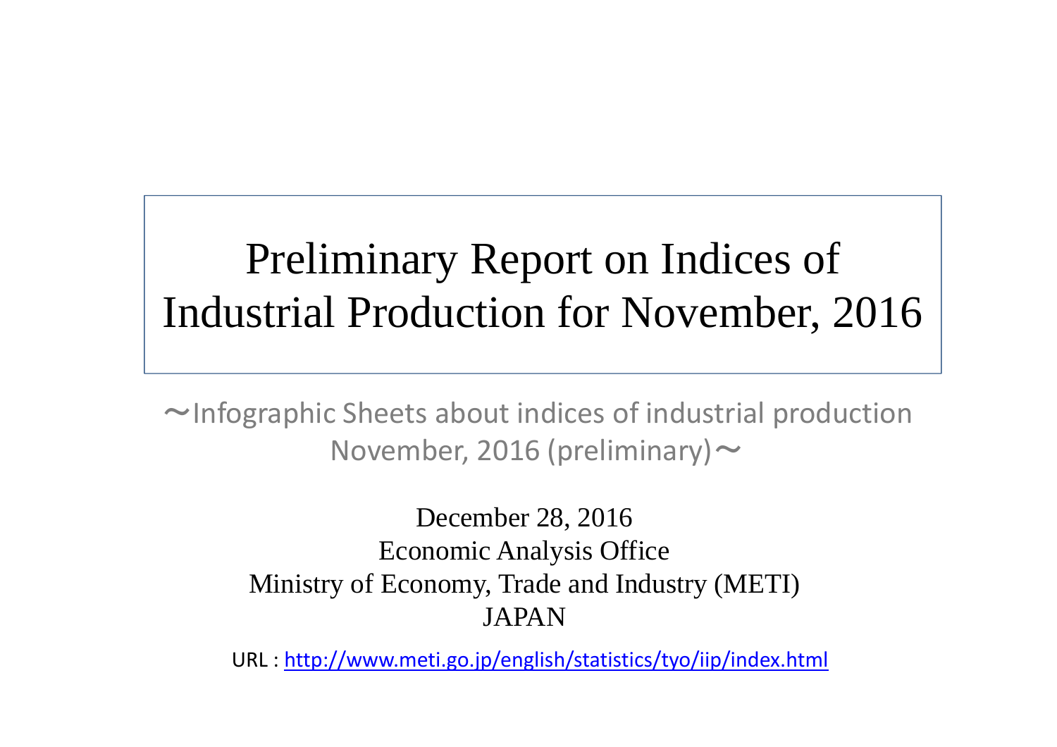# Preliminary Report on Indices of Industrial Production for November, 2016

〜Infographic Sheets about indices of industrial production November, 2016 (preliminary)〜

December 28, 2016
Economic Analysis Office
Ministry of Economy, Trade and Industry (METI)
JAPAN

URL : http://www.meti.go.jp/english/statistics/tyo/iip/index.html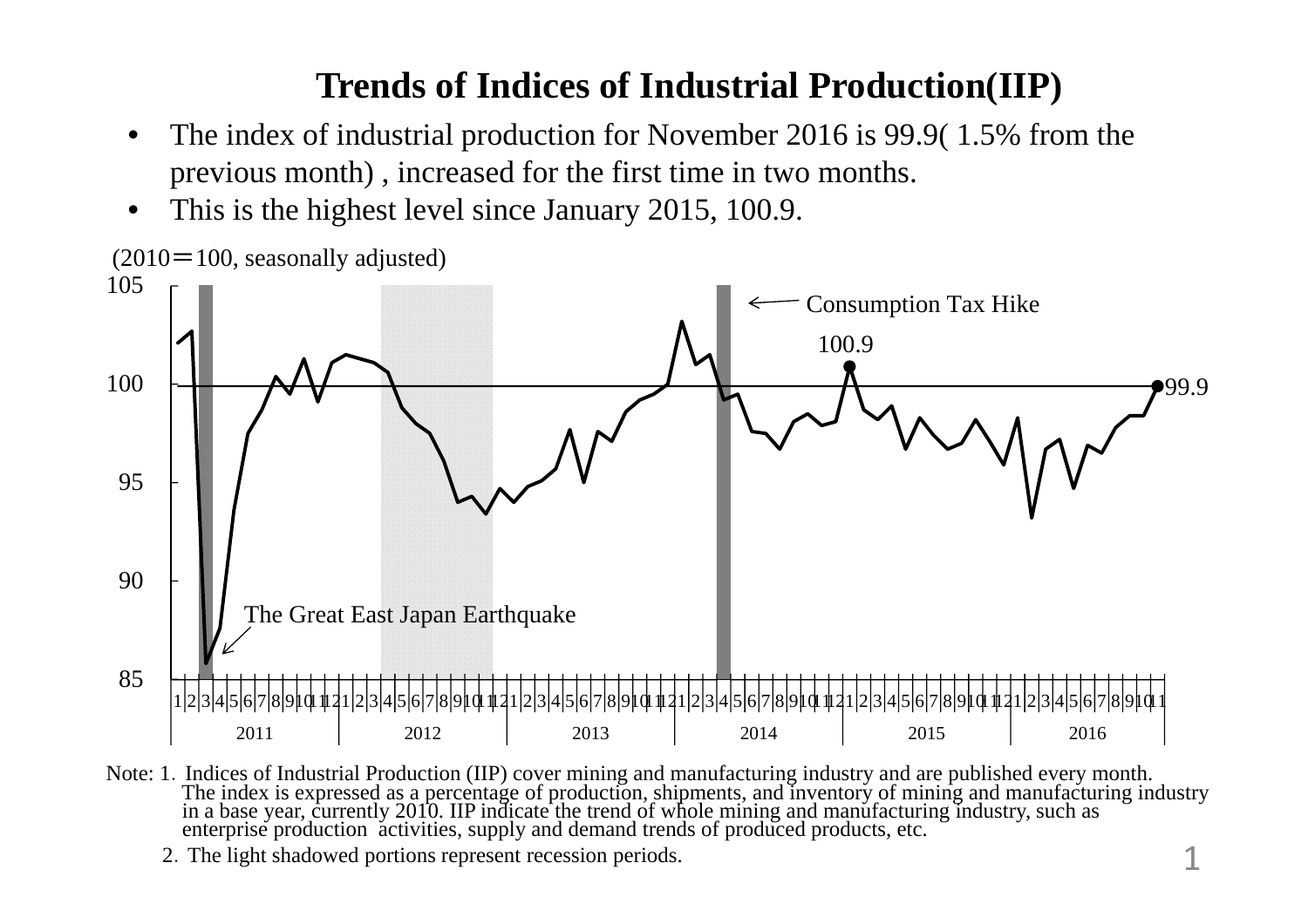# Trends of Indices of Industrial Production(IIP)

- The index of industrial production for November 2016 is 99.9( 1.5% from the previous month) , increased for the first time in two months.
- This is the highest level since January 2015, 100.9.

(2010＝100, seasonally adjusted)

Consumption Tax Hike

100.9

99.9

The Great East Japan Earthquake

2011 2012 2013 2014 2015 2016

Note: 1. Indices of Industrial Production (IIP) cover mining and manufacturing industry and are published every month. The index is expressed as a percentage of production, shipments, and inventory of mining and manufacturing industry in a base year, currently 2010. IIP indicate the trend of whole mining and manufacturing industry, such as enterprise production activities, supply and demand trends of produced products, etc.

2. The light shadowed portions represent recession periods.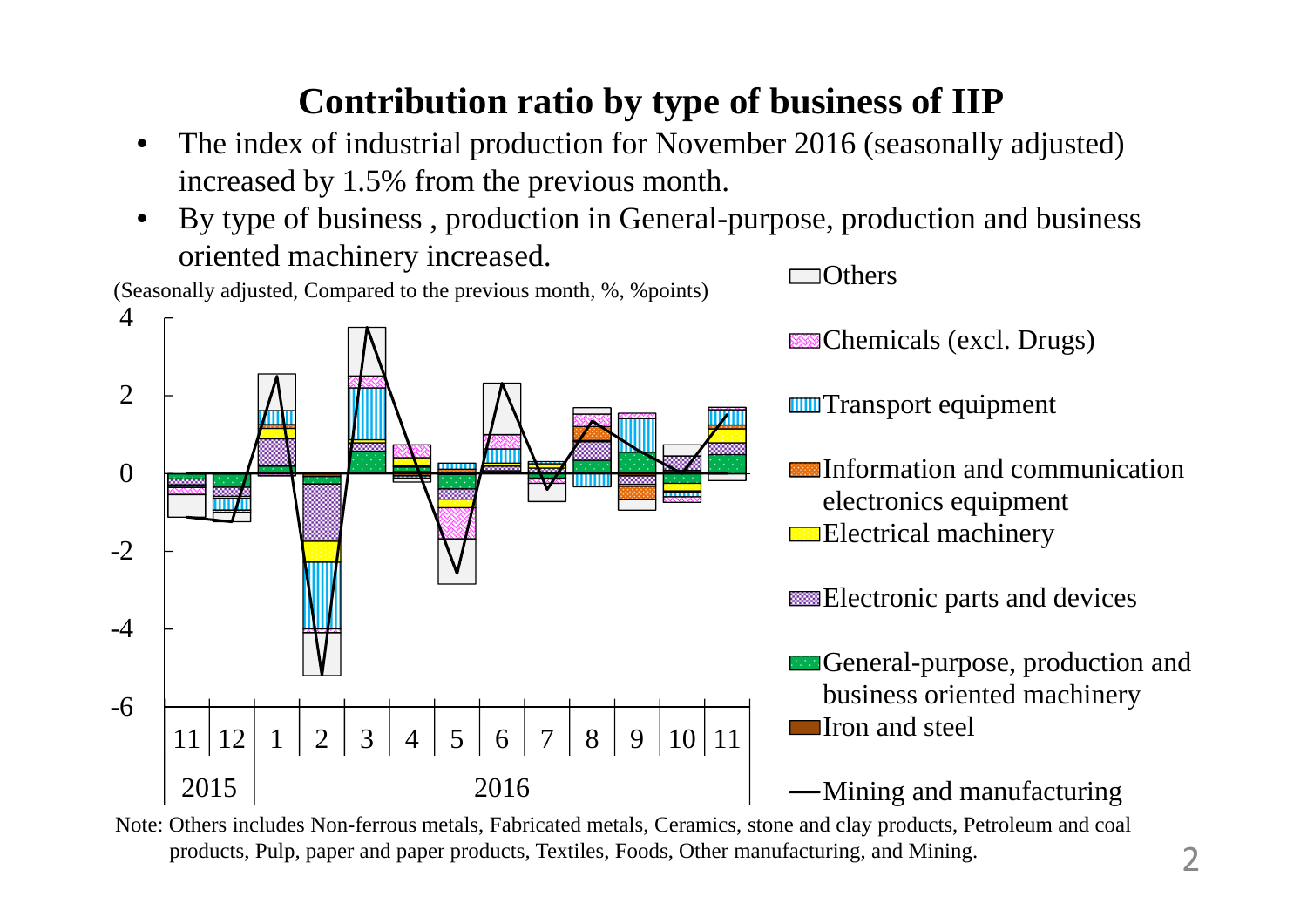# Contribution ratio by type of business of IIP

- The index of industrial production for November 2016 (seasonally adjusted) increased by 1.5% from the previous month.
- By type of business , production in General-purpose, production and business oriented machinery increased.

(Seasonally adjusted, Compared to the previous month, %, %points)

Note: Others includes Non-ferrous metals, Fabricated metals, Ceramics, stone and clay products, Petroleum and coal products, Pulp, paper and paper products, Textiles, Foods, Other manufacturing, and Mining.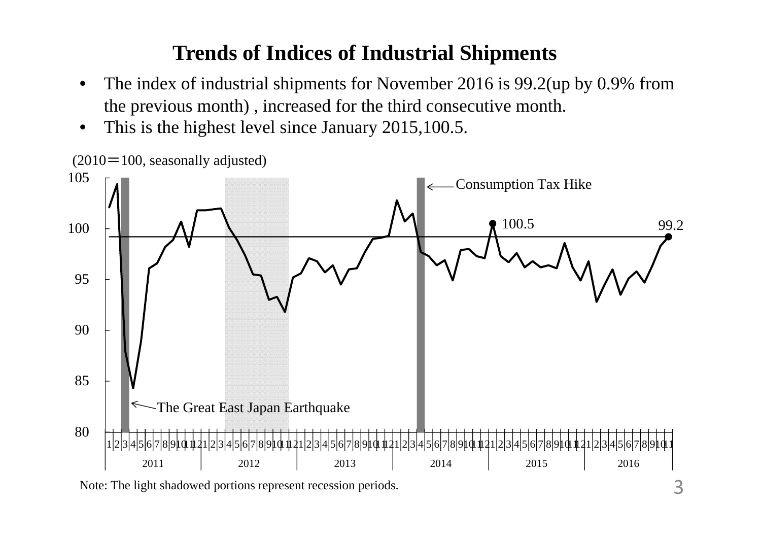# Trends of Indices of Industrial Shipments

- The index of industrial shipments for November 2016 is 99.2(up by 0.9% from the previous month) , increased for the third consecutive month.
- This is the highest level since January 2015,100.5.

(2010＝100, seasonally adjusted)

Consumption Tax Hike

100.5

99.2

The Great East Japan Earthquake

2011 2012 2013 2014 2015 2016

Note: The light shadowed portions represent recession periods.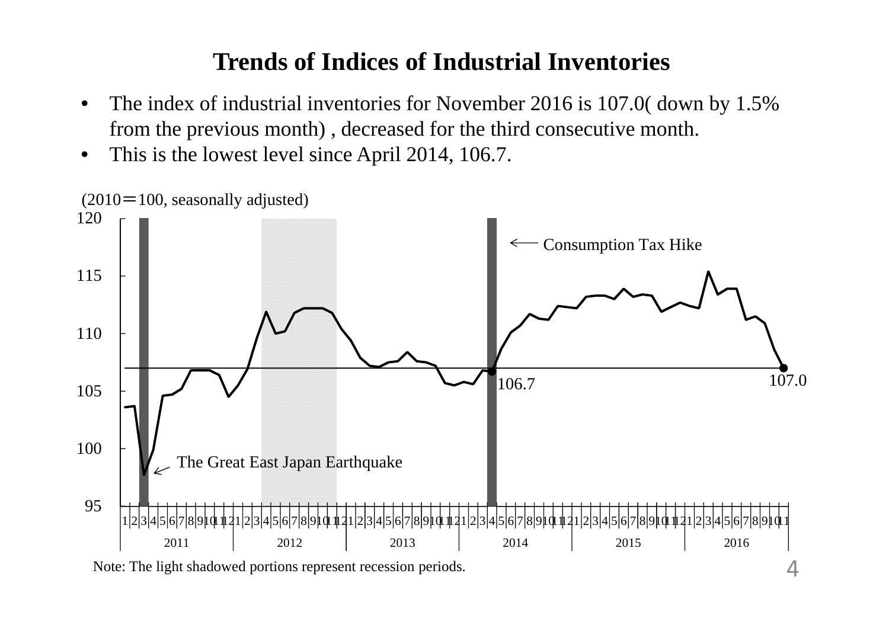# Trends of Indices of Industrial Inventories

- The index of industrial inventories for November 2016 is 107.0( down by 1.5% from the previous month) , decreased for the third consecutive month.
- This is the lowest level since April 2014, 106.7.

(2010＝100, seasonally adjusted)

Consumption Tax Hike

The Great East Japan Earthquake

106.7

107.0

Note: The light shadowed portions represent recession periods.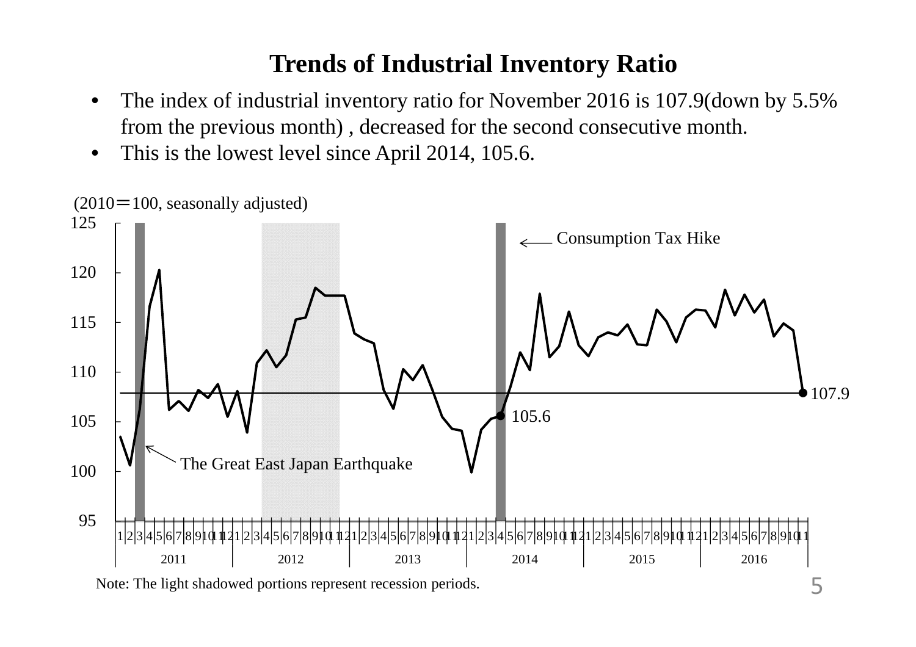# Trends of Industrial Inventory Ratio

- The index of industrial inventory ratio for November 2016 is 107.9(down by 5.5% from the previous month) , decreased for the second consecutive month.
- This is the lowest level since April 2014, 105.6.

(2010＝100, seasonally adjusted)

Consumption Tax Hike

The Great East Japan Earthquake

105.6

107.9

Note: The light shadowed portions represent recession periods.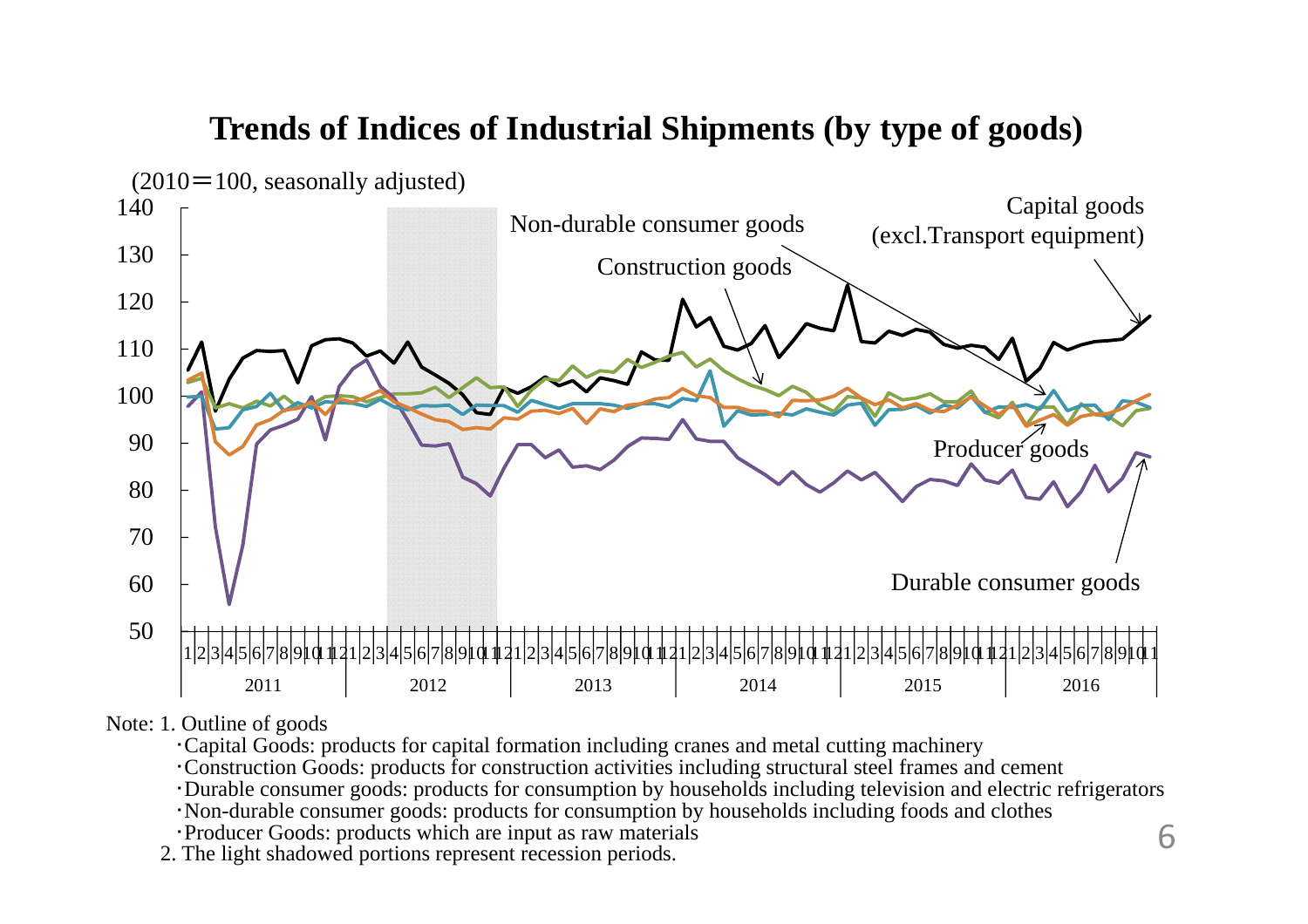# Trends of Indices of Industrial Shipments (by type of goods)

(2010＝100, seasonally adjusted)

Note: 1. Outline of goods

- ･Capital Goods: products for capital formation including cranes and metal cutting machinery
- ･Construction Goods: products for construction activities including structural steel frames and cement
- ･Durable consumer goods: products for consumption by households including television and electric refrigerators
- ･Non-durable consumer goods: products for consumption by households including foods and clothes
- ･Producer Goods: products which are input as raw materials

2. The light shadowed portions represent recession periods.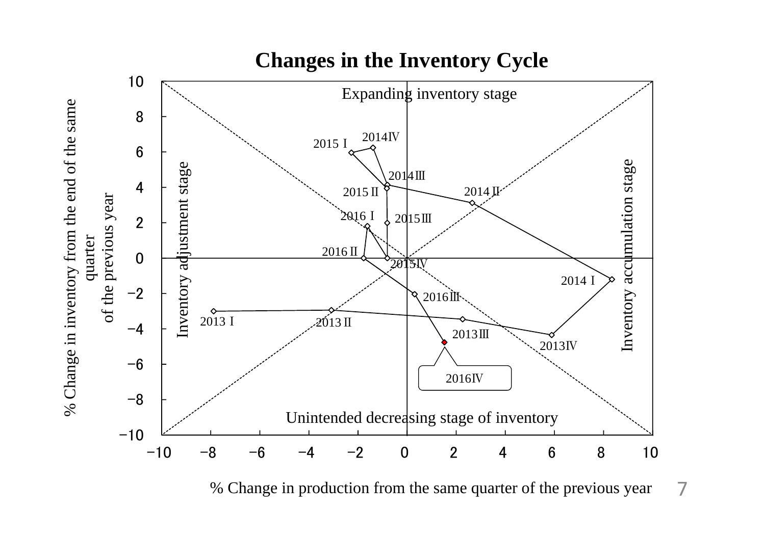# Changes in the Inventory Cycle

Expanding inventory stage

Inventory adjustment stage

Inventory accumulation stage

Unintended decreasing stage of inventory

% Change in inventory from the end of the same quarter of the previous year

% Change in production from the same quarter of the previous year

10
8
6
4
2
0
−2
−4
−6
−8
−10

−10 −8 −6 −4 −2 0 2 4 6 8 10

2013 Ⅰ
2013 Ⅱ
2013Ⅲ
2013Ⅳ
2014 Ⅰ
2014 Ⅱ
2014Ⅲ
2014Ⅳ
2015 Ⅰ
2015 Ⅱ
2015Ⅲ
2015Ⅳ
2016 Ⅰ
2016 Ⅱ
2016Ⅲ
2016Ⅳ